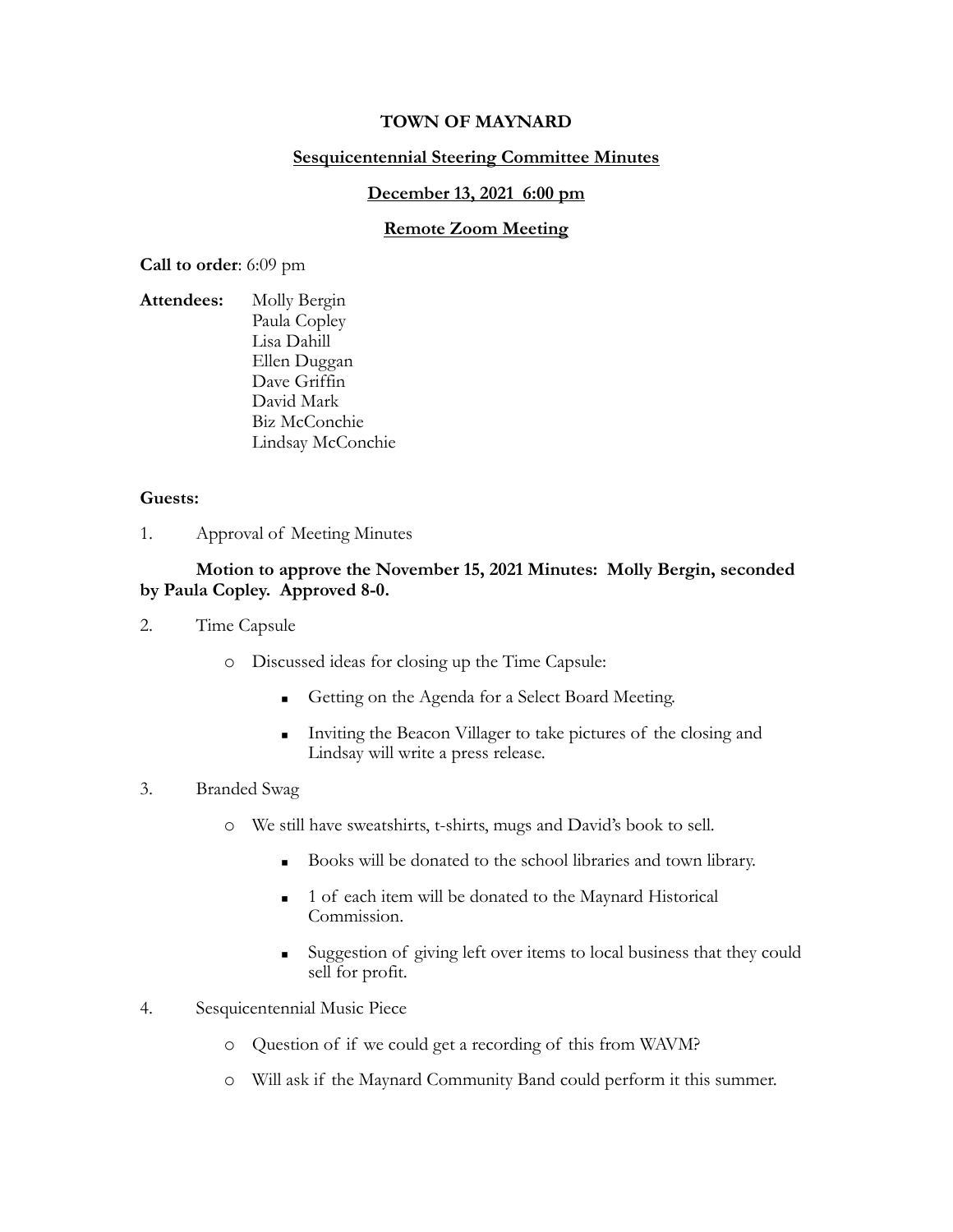# TOWN OF MAYNARD

## Sesquicentennial Steering Committee Minutes

## December 13, 2021 6:00 pm

## Remote Zoom Meeting

**Call to order**: 6:09 pm

**Attendees:**
Molly Bergin
Paula Copley
Lisa Dahill
Ellen Duggan
Dave Griffin
David Mark
Biz McConchie
Lindsay McConchie

**Guests:**

1. Approval of Meeting Minutes

**Motion to approve the November 15, 2021 Minutes: Molly Bergin, seconded by Paula Copley. Approved 8-0.**

2. Time Capsule

   - Discussed ideas for closing up the Time Capsule:
     - Getting on the Agenda for a Select Board Meeting.
     - Inviting the Beacon Villager to take pictures of the closing and Lindsay will write a press release.

3. Branded Swag

   - We still have sweatshirts, t-shirts, mugs and David's book to sell.
     - Books will be donated to the school libraries and town library.
     - 1 of each item will be donated to the Maynard Historical Commission.
     - Suggestion of giving left over items to local business that they could sell for profit.

4. Sesquicentennial Music Piece

   - Question of if we could get a recording of this from WAVM?
   - Will ask if the Maynard Community Band could perform it this summer.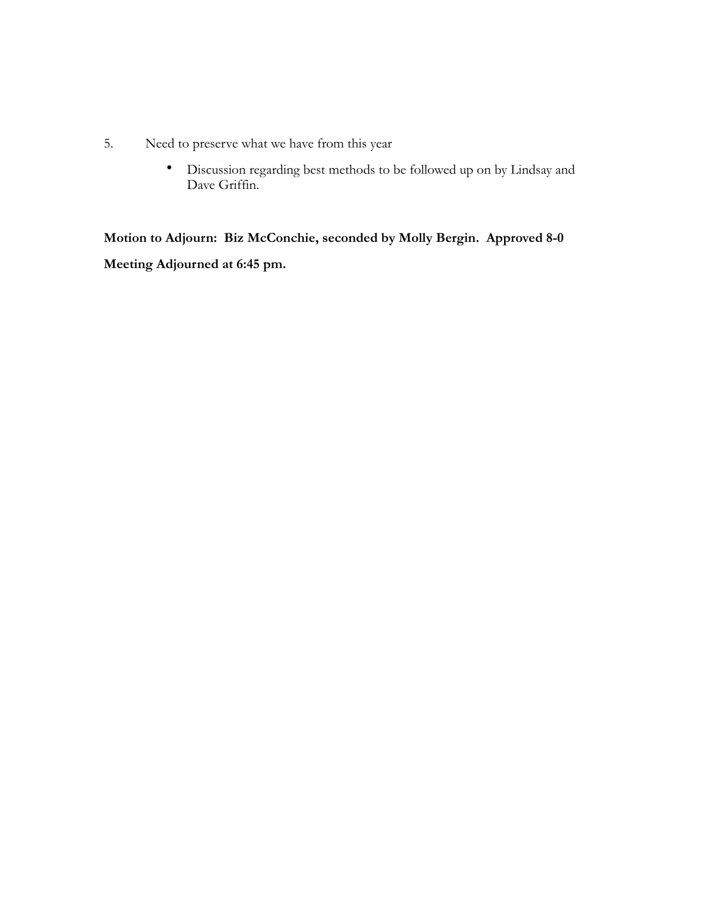5. Need to preserve what we have from this year

    - Discussion regarding best methods to be followed up on by Lindsay and Dave Griffin.

**Motion to Adjourn: Biz McConchie, seconded by Molly Bergin. Approved 8-0**

**Meeting Adjourned at 6:45 pm.**